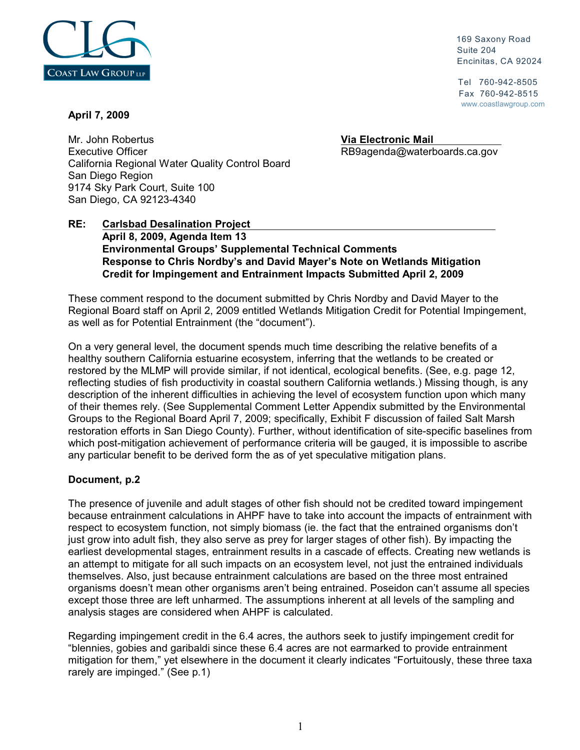**COAST LAW GROUP LLP**

169 Saxony Road
Suite 204
Encinitas, CA 92024

Tel 760-942-8505
Fax 760-942-8515
www.coastlawgroup.com

**April 7, 2009**

Mr. John Robertus
Executive Officer
California Regional Water Quality Control Board
San Diego Region
9174 Sky Park Court, Suite 100
San Diego, CA 92123-4340

**Via Electronic Mail**
RB9agenda@waterboards.ca.gov

**RE: Carlsbad Desalination Project**
**April 8, 2009, Agenda Item 13**
**Environmental Groups' Supplemental Technical Comments**
**Response to Chris Nordby's and David Mayer's Note on Wetlands Mitigation Credit for Impingement and Entrainment Impacts Submitted April 2, 2009**

These comment respond to the document submitted by Chris Nordby and David Mayer to the Regional Board staff on April 2, 2009 entitled Wetlands Mitigation Credit for Potential Impingement, as well as for Potential Entrainment (the "document").

On a very general level, the document spends much time describing the relative benefits of a healthy southern California estuarine ecosystem, inferring that the wetlands to be created or restored by the MLMP will provide similar, if not identical, ecological benefits. (See, e.g. page 12, reflecting studies of fish productivity in coastal southern California wetlands.) Missing though, is any description of the inherent difficulties in achieving the level of ecosystem function upon which many of their themes rely. (See Supplemental Comment Letter Appendix submitted by the Environmental Groups to the Regional Board April 7, 2009; specifically, Exhibit F discussion of failed Salt Marsh restoration efforts in San Diego County). Further, without identification of site-specific baselines from which post-mitigation achievement of performance criteria will be gauged, it is impossible to ascribe any particular benefit to be derived form the as of yet speculative mitigation plans.

**Document, p.2**

The presence of juvenile and adult stages of other fish should not be credited toward impingement because entrainment calculations in AHPF have to take into account the impacts of entrainment with respect to ecosystem function, not simply biomass (ie. the fact that the entrained organisms don't just grow into adult fish, they also serve as prey for larger stages of other fish). By impacting the earliest developmental stages, entrainment results in a cascade of effects. Creating new wetlands is an attempt to mitigate for all such impacts on an ecosystem level, not just the entrained individuals themselves. Also, just because entrainment calculations are based on the three most entrained organisms doesn't mean other organisms aren't being entrained. Poseidon can't assume all species except those three are left unharmed. The assumptions inherent at all levels of the sampling and analysis stages are considered when AHPF is calculated.

Regarding impingement credit in the 6.4 acres, the authors seek to justify impingement credit for "blennies, gobies and garibaldi since these 6.4 acres are not earmarked to provide entrainment mitigation for them," yet elsewhere in the document it clearly indicates "Fortuitously, these three taxa rarely are impinged." (See p.1)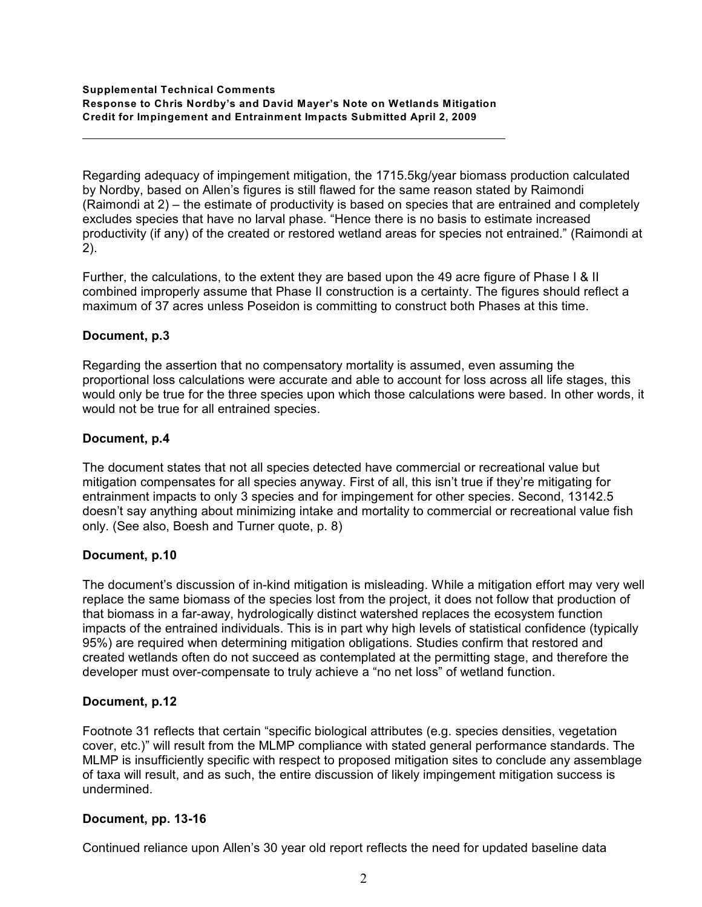Regarding adequacy of impingement mitigation, the 1715.5kg/year biomass production calculated by Nordby, based on Allen's figures is still flawed for the same reason stated by Raimondi (Raimondi at 2) – the estimate of productivity is based on species that are entrained and completely excludes species that have no larval phase. "Hence there is no basis to estimate increased productivity (if any) of the created or restored wetland areas for species not entrained." (Raimondi at 2).

Further, the calculations, to the extent they are based upon the 49 acre figure of Phase I & II combined improperly assume that Phase II construction is a certainty. The figures should reflect a maximum of 37 acres unless Poseidon is committing to construct both Phases at this time.

**Document, p.3**

Regarding the assertion that no compensatory mortality is assumed, even assuming the proportional loss calculations were accurate and able to account for loss across all life stages, this would only be true for the three species upon which those calculations were based. In other words, it would not be true for all entrained species.

**Document, p.4**

The document states that not all species detected have commercial or recreational value but mitigation compensates for all species anyway. First of all, this isn't true if they're mitigating for entrainment impacts to only 3 species and for impingement for other species. Second, 13142.5 doesn't say anything about minimizing intake and mortality to commercial or recreational value fish only. (See also, Boesh and Turner quote, p. 8)

**Document, p.10**

The document's discussion of in-kind mitigation is misleading. While a mitigation effort may very well replace the same biomass of the species lost from the project, it does not follow that production of that biomass in a far-away, hydrologically distinct watershed replaces the ecosystem function impacts of the entrained individuals. This is in part why high levels of statistical confidence (typically 95%) are required when determining mitigation obligations. Studies confirm that restored and created wetlands often do not succeed as contemplated at the permitting stage, and therefore the developer must over-compensate to truly achieve a "no net loss" of wetland function.

**Document, p.12**

Footnote 31 reflects that certain "specific biological attributes (e.g. species densities, vegetation cover, etc.)" will result from the MLMP compliance with stated general performance standards. The MLMP is insufficiently specific with respect to proposed mitigation sites to conclude any assemblage of taxa will result, and as such, the entire discussion of likely impingement mitigation success is undermined.

**Document, pp. 13-16**

Continued reliance upon Allen's 30 year old report reflects the need for updated baseline data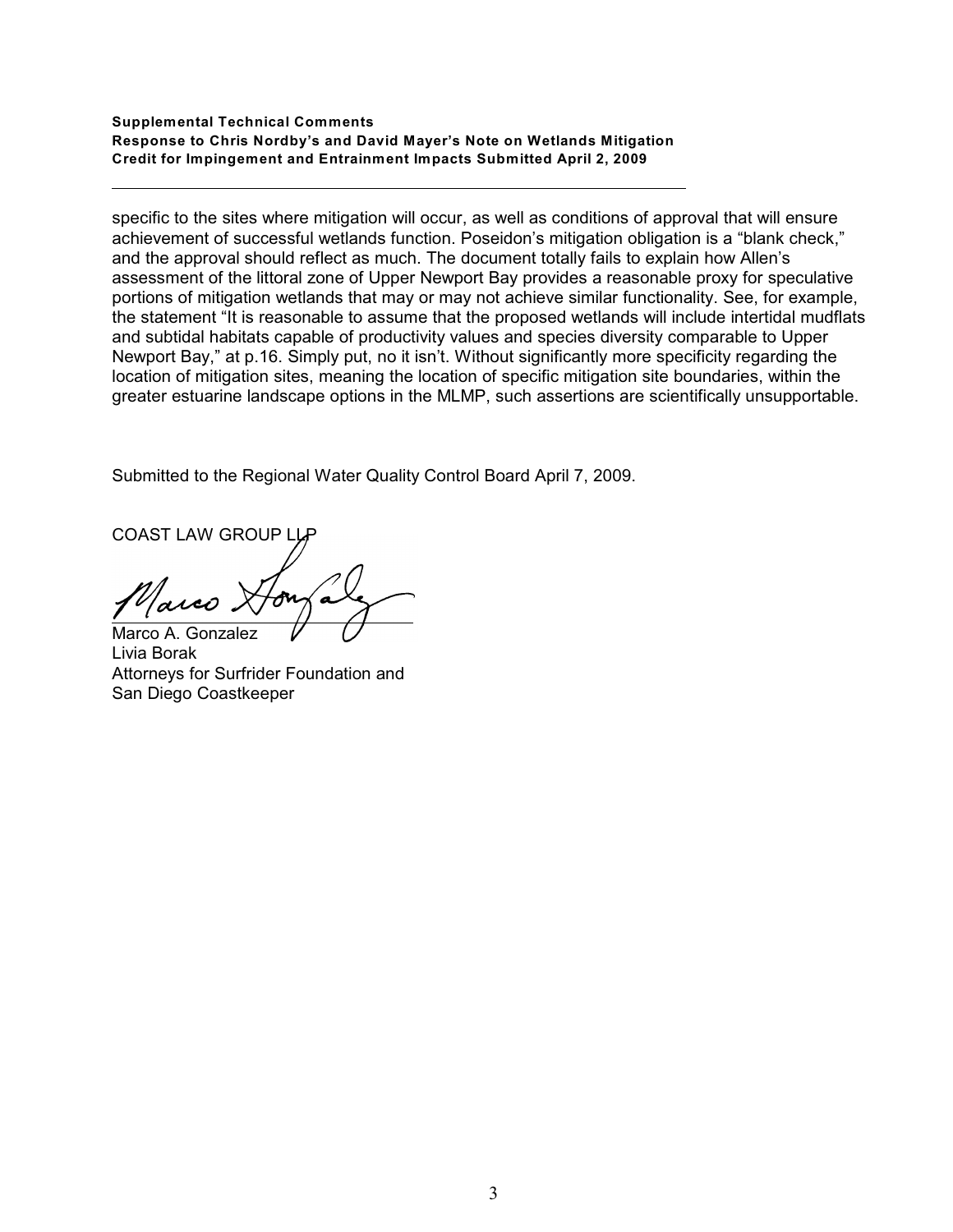specific to the sites where mitigation will occur, as well as conditions of approval that will ensure achievement of successful wetlands function. Poseidon's mitigation obligation is a "blank check," and the approval should reflect as much. The document totally fails to explain how Allen's assessment of the littoral zone of Upper Newport Bay provides a reasonable proxy for speculative portions of mitigation wetlands that may or may not achieve similar functionality. See, for example, the statement "It is reasonable to assume that the proposed wetlands will include intertidal mudflats and subtidal habitats capable of productivity values and species diversity comparable to Upper Newport Bay," at p.16. Simply put, no it isn't. Without significantly more specificity regarding the location of mitigation sites, meaning the location of specific mitigation site boundaries, within the greater estuarine landscape options in the MLMP, such assertions are scientifically unsupportable.

Submitted to the Regional Water Quality Control Board April 7, 2009.

COAST LAW GROUP LLP

Marco A. Gonzalez
Livia Borak
Attorneys for Surfrider Foundation and
San Diego Coastkeeper